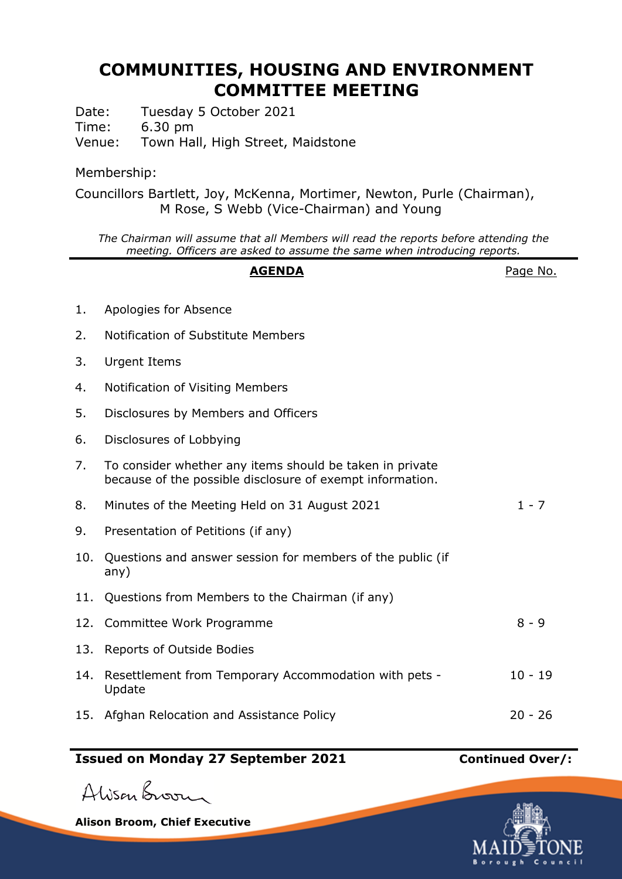# COMMUNITIES, HOUSING AND ENVIRONMENT COMMITTEE MEETING

Date: Tuesday 5 October 2021
Time: 6.30 pm
Venue: Town Hall, High Street, Maidstone

Membership:

Councillors Bartlett, Joy, McKenna, Mortimer, Newton, Purle (Chairman), M Rose, S Webb (Vice-Chairman) and Young

*The Chairman will assume that all Members will read the reports before attending the meeting. Officers are asked to assume the same when introducing reports.*

| | **AGENDA** | Page No. |
|---|---|---|
| 1. | Apologies for Absence | |
| 2. | Notification of Substitute Members | |
| 3. | Urgent Items | |
| 4. | Notification of Visiting Members | |
| 5. | Disclosures by Members and Officers | |
| 6. | Disclosures of Lobbying | |
| 7. | To consider whether any items should be taken in private because of the possible disclosure of exempt information. | |
| 8. | Minutes of the Meeting Held on 31 August 2021 | 1 - 7 |
| 9. | Presentation of Petitions (if any) | |
| 10. | Questions and answer session for members of the public (if any) | |
| 11. | Questions from Members to the Chairman (if any) | |
| 12. | Committee Work Programme | 8 - 9 |
| 13. | Reports of Outside Bodies | |
| 14. | Resettlement from Temporary Accommodation with pets - Update | 10 - 19 |
| 15. | Afghan Relocation and Assistance Policy | 20 - 26 |

**Issued on Monday 27 September 2021** **Continued Over/:**

Alison Broom

**Alison Broom, Chief Executive**

MAIDSTONE Borough Council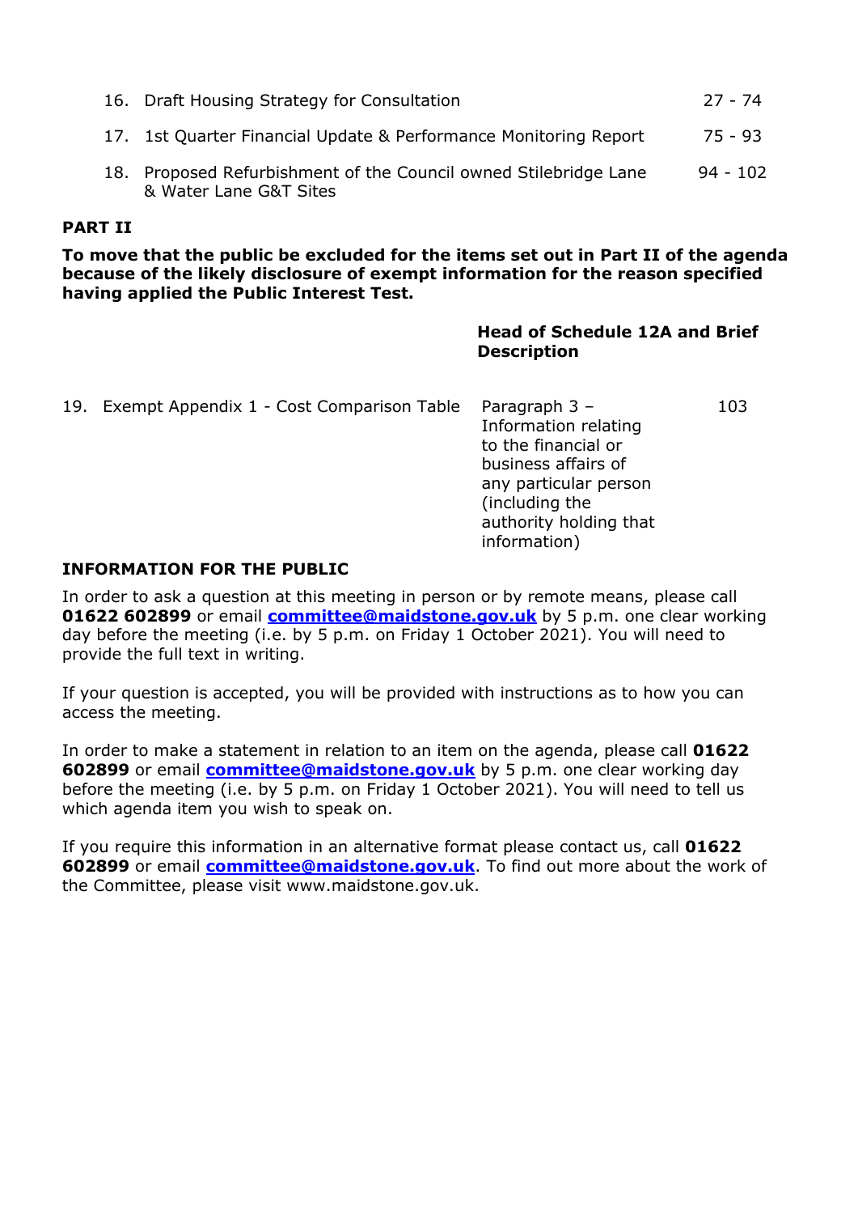| | | |
|---|---|---|
| 16. | Draft Housing Strategy for Consultation | 27 - 74 |
| 17. | 1st Quarter Financial Update & Performance Monitoring Report | 75 - 93 |
| 18. | Proposed Refurbishment of the Council owned Stilebridge Lane & Water Lane G&T Sites | 94 - 102 |

**PART II**

**To move that the public be excluded for the items set out in Part II of the agenda because of the likely disclosure of exempt information for the reason specified having applied the Public Interest Test.**

| | | **Head of Schedule 12A and Brief Description** | |
|---|---|---|---|
| 19. | Exempt Appendix 1 - Cost Comparison Table | Paragraph 3 – Information relating to the financial or business affairs of any particular person (including the authority holding that information) | 103 |

**INFORMATION FOR THE PUBLIC**

In order to ask a question at this meeting in person or by remote means, please call **01622 602899** or email **committee@maidstone.gov.uk** by 5 p.m. one clear working day before the meeting (i.e. by 5 p.m. on Friday 1 October 2021). You will need to provide the full text in writing.

If your question is accepted, you will be provided with instructions as to how you can access the meeting.

In order to make a statement in relation to an item on the agenda, please call **01622 602899** or email **committee@maidstone.gov.uk** by 5 p.m. one clear working day before the meeting (i.e. by 5 p.m. on Friday 1 October 2021). You will need to tell us which agenda item you wish to speak on.

If you require this information in an alternative format please contact us, call **01622 602899** or email **committee@maidstone.gov.uk**. To find out more about the work of the Committee, please visit www.maidstone.gov.uk.